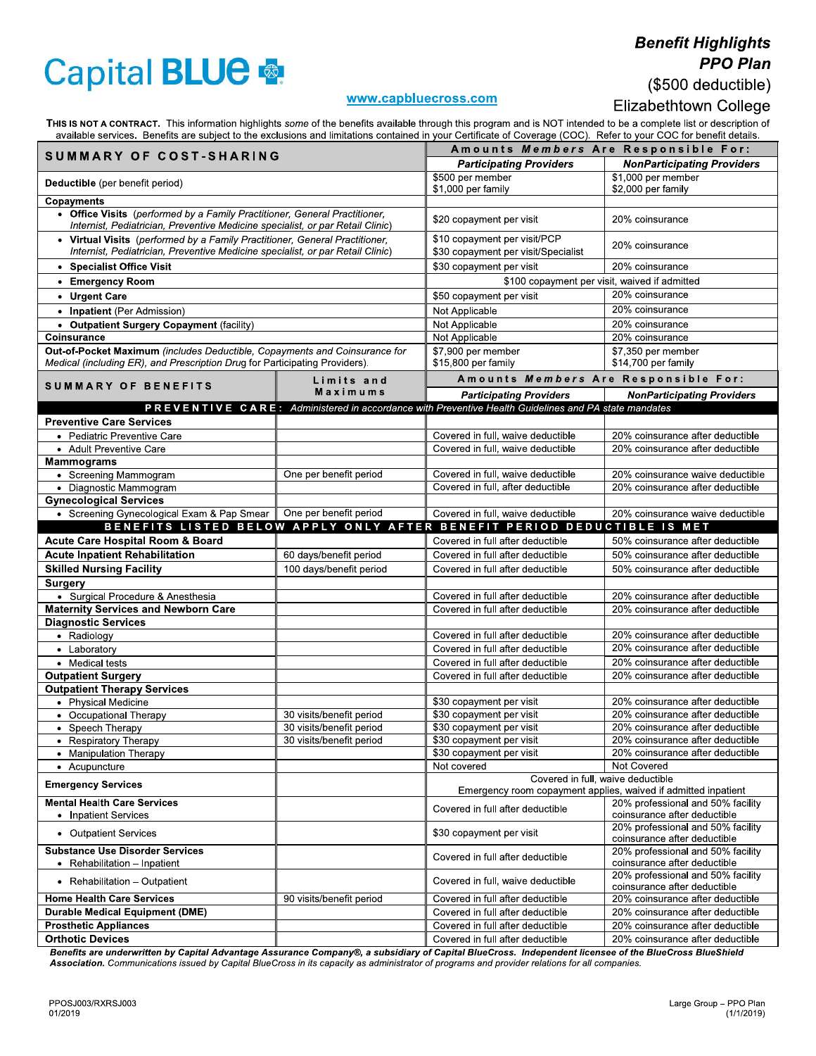Capital BLUE

# Benefit Highlights
## PPO Plan
($500 deductible)
Elizabethtown College

www.capbluecross.com

**THIS IS NOT A CONTRACT.** This information highlights *some* of the benefits available through this program and is NOT intended to be a complete list or description of available services. Benefits are subject to the exclusions and limitations contained in your Certificate of Coverage (COC). Refer to your COC for benefit details.

| SUMMARY OF COST-SHARING | Amounts *Members* Are Responsible For: | |
|---|---|---|
| | ***Participating Providers*** | ***NonParticipating Providers*** |
| **Deductible** (per benefit period) | $500 per member<br>$1,000 per family | $1,000 per member<br>$2,000 per family |
| **Copayments** | | |
| • **Office Visits** *(performed by a Family Practitioner, General Practitioner, Internist, Pediatrician, Preventive Medicine specialist, or par Retail Clinic)* | $20 copayment per visit | 20% coinsurance |
| • **Virtual Visits** *(performed by a Family Practitioner, General Practitioner, Internist, Pediatrician, Preventive Medicine specialist, or par Retail Clinic)* | $10 copayment per visit/PCP<br>$30 copayment per visit/Specialist | 20% coinsurance |
| • **Specialist Office Visit** | $30 copayment per visit | 20% coinsurance |
| • **Emergency Room** | $100 copayment per visit, waived if admitted | |
| • **Urgent Care** | $50 copayment per visit | 20% coinsurance |
| • **Inpatient** (Per Admission) | Not Applicable | 20% coinsurance |
| • **Outpatient Surgery Copayment** (facility) | Not Applicable | 20% coinsurance |
| **Coinsurance** | Not Applicable | 20% coinsurance |
| **Out-of-Pocket Maximum** *(includes Deductible, Copayments and Coinsurance for Medical (including ER), and Prescription Drug for Participating Providers).* | $7,900 per member<br>$15,800 per family | $7,350 per member<br>$14,700 per family |

| SUMMARY OF BENEFITS | Limits and Maximums | Amounts *Members* Are Responsible For: | |
|---|---|---|---|
| | | ***Participating Providers*** | ***NonParticipating Providers*** |
| **PREVENTIVE CARE:** *Administered in accordance with Preventive Health Guidelines and PA state mandates* | | | |
| **Preventive Care Services** | | | |
| • Pediatric Preventive Care | | Covered in full, waive deductible | 20% coinsurance after deductible |
| • Adult Preventive Care | | Covered in full, waive deductible | 20% coinsurance after deductible |
| **Mammograms** | | | |
| • Screening Mammogram | One per benefit period | Covered in full, waive deductible | 20% coinsurance waive deductible |
| • Diagnostic Mammogram | | Covered in full, after deductible | 20% coinsurance after deductible |
| **Gynecological Services** | | | |
| • Screening Gynecological Exam & Pap Smear | One per benefit period | Covered in full, waive deductible | 20% coinsurance waive deductible |
| **BENEFITS LISTED BELOW APPLY ONLY AFTER BENEFIT PERIOD DEDUCTIBLE IS MET** | | | |
| **Acute Care Hospital Room & Board** | | Covered in full after deductible | 50% coinsurance after deductible |
| **Acute Inpatient Rehabilitation** | 60 days/benefit period | Covered in full after deductible | 50% coinsurance after deductible |
| **Skilled Nursing Facility** | 100 days/benefit period | Covered in full after deductible | 50% coinsurance after deductible |
| **Surgery** | | | |
| • Surgical Procedure & Anesthesia | | Covered in full after deductible | 20% coinsurance after deductible |
| **Maternity Services and Newborn Care** | | Covered in full after deductible | 20% coinsurance after deductible |
| **Diagnostic Services** | | | |
| • Radiology | | Covered in full after deductible | 20% coinsurance after deductible |
| • Laboratory | | Covered in full after deductible | 20% coinsurance after deductible |
| • Medical tests | | Covered in full after deductible | 20% coinsurance after deductible |
| **Outpatient Surgery** | | Covered in full after deductible | 20% coinsurance after deductible |
| **Outpatient Therapy Services** | | | |
| • Physical Medicine | | $30 copayment per visit | 20% coinsurance after deductible |
| • Occupational Therapy | 30 visits/benefit period | $30 copayment per visit | 20% coinsurance after deductible |
| • Speech Therapy | 30 visits/benefit period | $30 copayment per visit | 20% coinsurance after deductible |
| • Respiratory Therapy | 30 visits/benefit period | $30 copayment per visit | 20% coinsurance after deductible |
| • Manipulation Therapy | | $30 copayment per visit | 20% coinsurance after deductible |
| • Acupuncture | | Not covered | Not Covered |
| **Emergency Services** | | Covered in full, waive deductible<br>Emergency room copayment applies, waived if admitted inpatient | |
| **Mental Health Care Services** | | | |
| • Inpatient Services | | Covered in full after deductible | 20% professional and 50% facility coinsurance after deductible |
| • Outpatient Services | | $30 copayment per visit | 20% professional and 50% facility coinsurance after deductible |
| **Substance Use Disorder Services** | | | |
| • Rehabilitation – Inpatient | | Covered in full after deductible | 20% professional and 50% facility coinsurance after deductible |
| • Rehabilitation – Outpatient | | Covered in full, waive deductible | 20% professional and 50% facility coinsurance after deductible |
| **Home Health Care Services** | 90 visits/benefit period | Covered in full after deductible | 20% coinsurance after deductible |
| **Durable Medical Equipment (DME)** | | Covered in full after deductible | 20% coinsurance after deductible |
| **Prosthetic Appliances** | | Covered in full after deductible | 20% coinsurance after deductible |
| **Orthotic Devices** | | Covered in full after deductible | 20% coinsurance after deductible |

***Benefits are underwritten by Capital Advantage Assurance Company®, a subsidiary of Capital BlueCross. Independent licensee of the BlueCross BlueShield Association.** Communications issued by Capital BlueCross in its capacity as administrator of programs and provider relations for all companies.*

PPOSJ003/RXRSJ003
01/2019

Large Group – PPO Plan
(1/1/2019)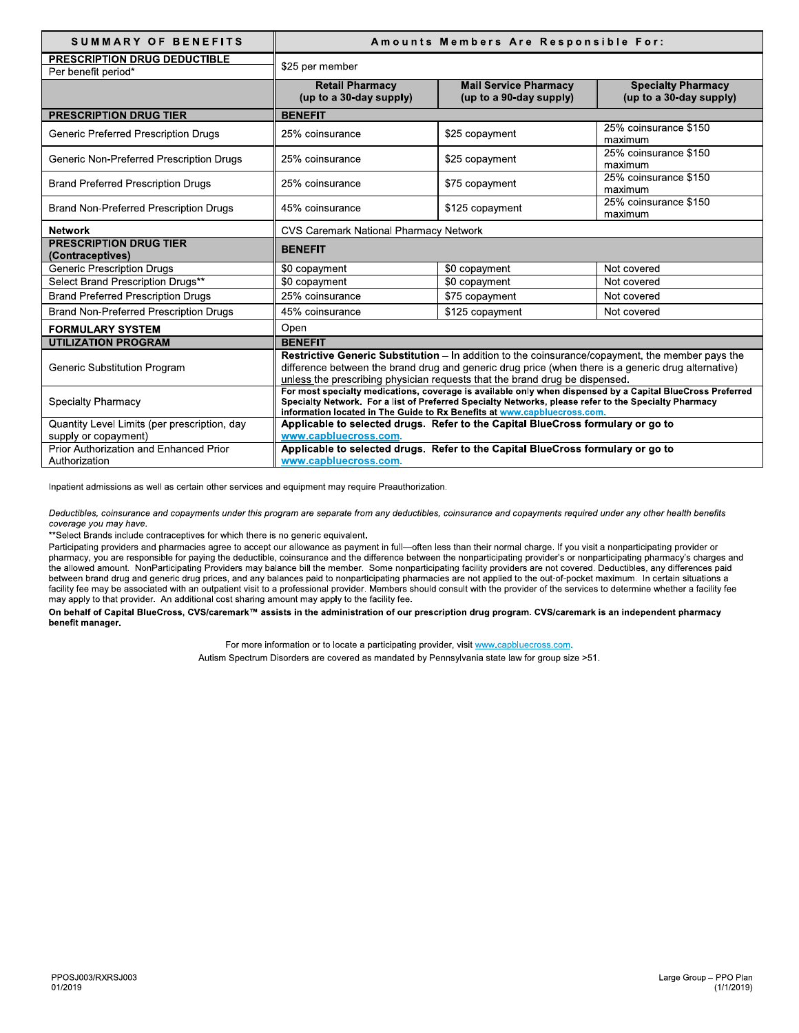| SUMMARY OF BENEFITS | Amounts Members Are Responsible For: | | |
|---|---|---|---|
| **PRESCRIPTION DRUG DEDUCTIBLE** Per benefit period* | $25 per member | | |
| | **Retail Pharmacy (up to a 30-day supply)** | **Mail Service Pharmacy (up to a 90-day supply)** | **Specialty Pharmacy (up to a 30-day supply)** |
| **PRESCRIPTION DRUG TIER** | **BENEFIT** | | |
| Generic Preferred Prescription Drugs | 25% coinsurance | $25 copayment | 25% coinsurance $150 maximum |
| Generic Non-Preferred Prescription Drugs | 25% coinsurance | $25 copayment | 25% coinsurance $150 maximum |
| Brand Preferred Prescription Drugs | 25% coinsurance | $75 copayment | 25% coinsurance $150 maximum |
| Brand Non-Preferred Prescription Drugs | 45% coinsurance | $125 copayment | 25% coinsurance $150 maximum |
| **Network** | CVS Caremark National Pharmacy Network | | |
| **PRESCRIPTION DRUG TIER (Contraceptives)** | **BENEFIT** | | |
| Generic Prescription Drugs | $0 copayment | $0 copayment | Not covered |
| Select Brand Prescription Drugs** | $0 copayment | $0 copayment | Not covered |
| Brand Preferred Prescription Drugs | 25% coinsurance | $75 copayment | Not covered |
| Brand Non-Preferred Prescription Drugs | 45% coinsurance | $125 copayment | Not covered |
| **FORMULARY SYSTEM** | Open | | |
| **UTILIZATION PROGRAM** | **BENEFIT** | | |
| Generic Substitution Program | **Restrictive Generic Substitution** – In addition to the coinsurance/copayment, the member pays the difference between the brand drug and generic drug price (when there is a generic drug alternative) unless the prescribing physician requests that the brand drug be dispensed. | | |
| Specialty Pharmacy | **For most specialty medications, coverage is available only when dispensed by a Capital BlueCross Preferred Specialty Network. For a list of Preferred Specialty Networks, please refer to the Specialty Pharmacy information located in The Guide to Rx Benefits at www.capbluecross.com.** | | |
| Quantity Level Limits (per prescription, day supply or copayment) | **Applicable to selected drugs. Refer to the Capital BlueCross formulary or go to www.capbluecross.com.** | | |
| Prior Authorization and Enhanced Prior Authorization | **Applicable to selected drugs. Refer to the Capital BlueCross formulary or go to www.capbluecross.com.** | | |

Inpatient admissions as well as certain other services and equipment may require Preauthorization.

*Deductibles, coinsurance and copayments under this program are separate from any deductibles, coinsurance and copayments required under any other health benefits coverage you may have.*

**Select Brands include contraceptives for which there is no generic equivalent.

Participating providers and pharmacies agree to accept our allowance as payment in full—often less than their normal charge. If you visit a nonparticipating provider or pharmacy, you are responsible for paying the deductible, coinsurance and the difference between the nonparticipating provider's or nonparticipating pharmacy's charges and the allowed amount. NonParticipating Providers may balance bill the member. Some nonparticipating facility providers are not covered. Deductibles, any differences paid between brand drug and generic drug prices, and any balances paid to nonparticipating pharmacies are not applied to the out-of-pocket maximum. In certain situations a facility fee may be associated with an outpatient visit to a professional provider. Members should consult with the provider of the services to determine whether a facility fee may apply to that provider. An additional cost sharing amount may apply to the facility fee.

**On behalf of Capital BlueCross, CVS/caremark™ assists in the administration of our prescription drug program. CVS/caremark is an independent pharmacy benefit manager.**

For more information or to locate a participating provider, visit www.capbluecross.com.

Autism Spectrum Disorders are covered as mandated by Pennsylvania state law for group size >51.

PPOSJ003/RXRSJ003
01/2019

Large Group – PPO Plan
(1/1/2019)